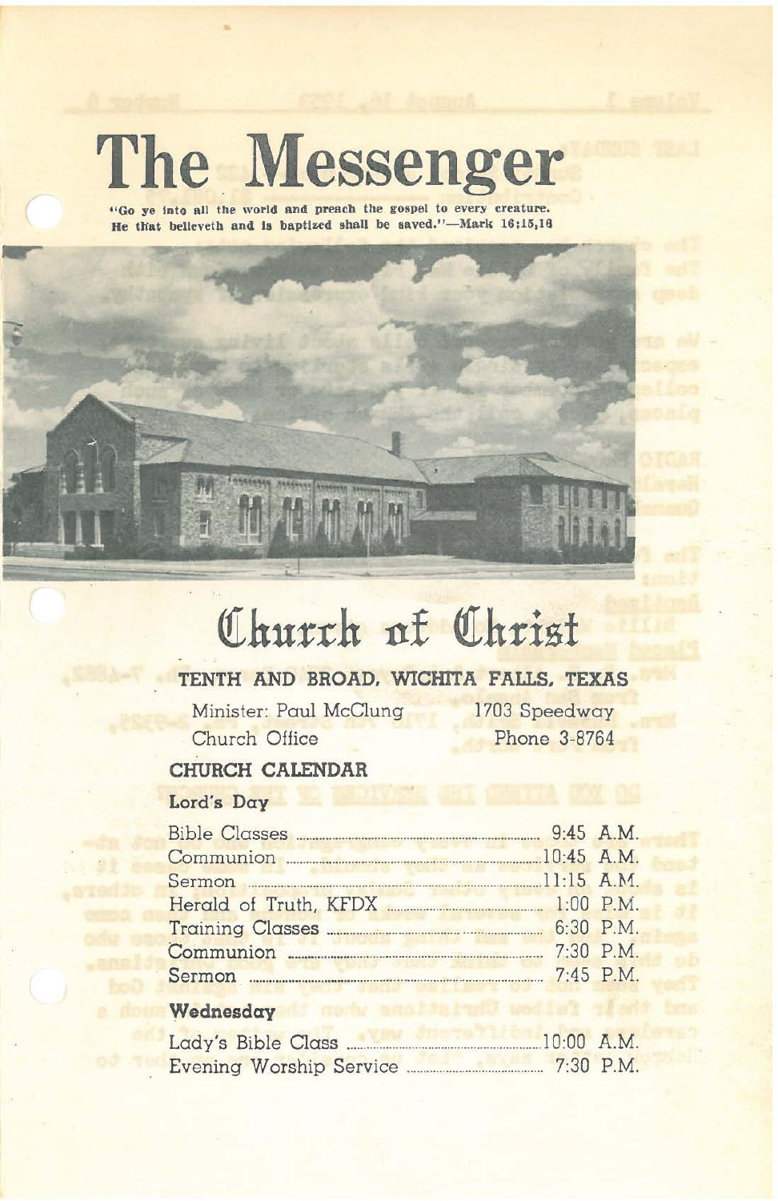# The Messenger

"Go ye into all the world and preach the gospel to every creature. He that believeth and is baptized shall be saved."—Mark 16:15,16

## Church of Christ

**TENTH AND BROAD, WICHITA FALLS, TEXAS**

Minister: Paul McClung — 1703 Speedway

Church Office — Phone 3-8764

### CHURCH CALENDAR

**Lord's Day**

| | |
|---|---|
| Bible Classes | 9:45 A.M. |
| Communion | 10:45 A.M. |
| Sermon | 11:15 A.M. |
| Herald of Truth, KFDX | 1:00 P.M. |
| Training Classes | 6:30 P.M. |
| Communion | 7:30 P.M. |
| Sermon | 7:45 P.M. |

**Wednesday**

| | |
|---|---|
| Lady's Bible Class | 10:00 A.M. |
| Evening Worship Service | 7:30 P.M. |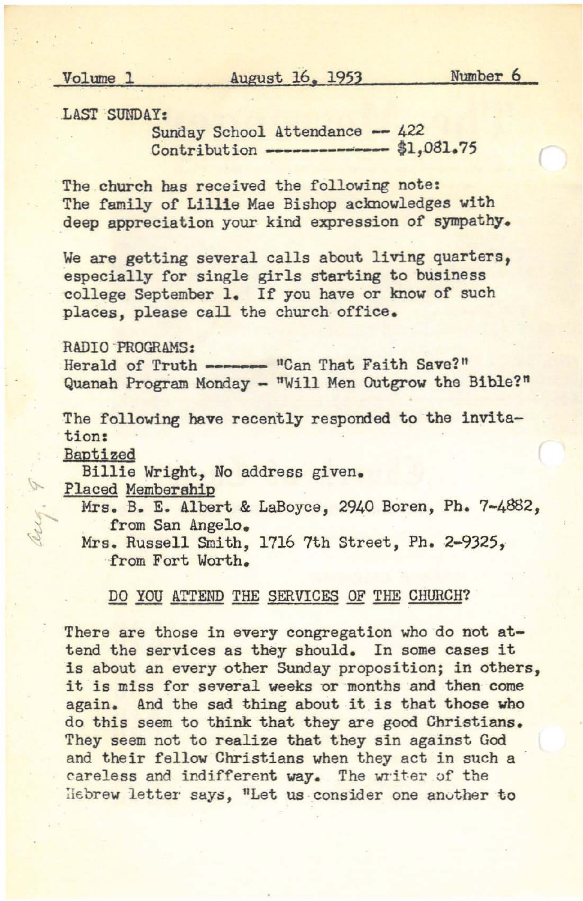Volume 1 — August 16, 1953 — Number 6

LAST SUNDAY:

Sunday School Attendance -- 422
Contribution ------------ $1,081.75

The church has received the following note:
The family of Lillie Mae Bishop acknowledges with deep appreciation your kind expression of sympathy.

We are getting several calls about living quarters, especially for single girls starting to business college September 1. If you have or know of such places, please call the church office.

RADIO PROGRAMS:
Herald of Truth ------- "Can That Faith Save?"
Quanah Program Monday - "Will Men Outgrow the Bible?"

The following have recently responded to the invitation:

Baptized

Billie Wright, No address given.

Placed Membership

Mrs. B. E. Albert & LaBoyce, 2940 Boren, Ph. 7-4882, from San Angelo.
Mrs. Russell Smith, 1716 7th Street, Ph. 2-9325, from Fort Worth.

## DO YOU ATTEND THE SERVICES OF THE CHURCH?

There are those in every congregation who do not attend the services as they should. In some cases it is about an every other Sunday proposition; in others, it is miss for several weeks or months and then come again. And the sad thing about it is that those who do this seem to think that they are good Christians. They seem not to realize that they sin against God and their fellow Christians when they act in such a careless and indifferent way. The writer of the Hebrew letter says, "Let us consider one another to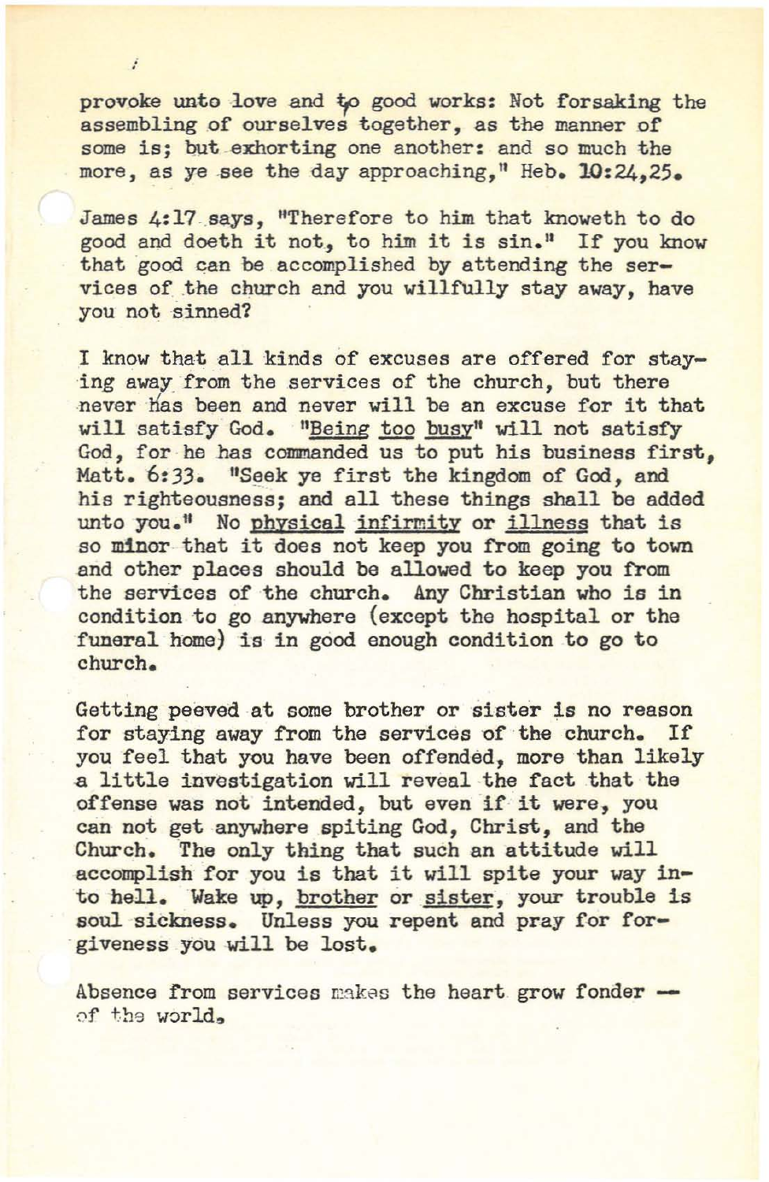provoke unto love and to good works: Not forsaking the assembling of ourselves together, as the manner of some is; but exhorting one another: and so much the more, as ye see the day approaching," Heb. 10:24,25.

James 4:17 says, "Therefore to him that knoweth to do good and doeth it not, to him it is sin." If you know that good can be accomplished by attending the services of the church and you willfully stay away, have you not sinned?

I know that all kinds of excuses are offered for staying away from the services of the church, but there never has been and never will be an excuse for it that will satisfy God. "Being too busy" will not satisfy God, for he has commanded us to put his business first, Matt. 6:33. "Seek ye first the kingdom of God, and his righteousness; and all these things shall be added unto you." No physical infirmity or illness that is so minor that it does not keep you from going to town and other places should be allowed to keep you from the services of the church. Any Christian who is in condition to go anywhere (except the hospital or the funeral home) is in good enough condition to go to church.

Getting peeved at some brother or sister is no reason for staying away from the services of the church. If you feel that you have been offended, more than likely a little investigation will reveal the fact that the offense was not intended, but even if it were, you can not get anywhere spiting God, Christ, and the Church. The only thing that such an attitude will accomplish for you is that it will spite your way into hell. Wake up, brother or sister, your trouble is soul sickness. Unless you repent and pray for forgiveness you will be lost.

Absence from services makes the heart grow fonder — of the world.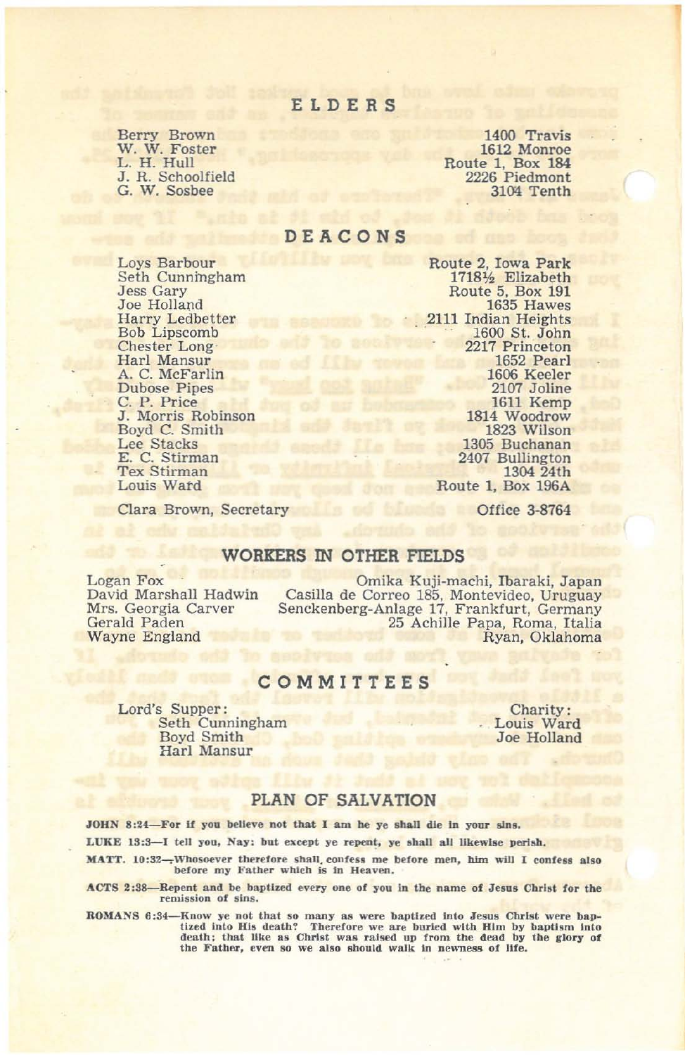## ELDERS

| | |
|---|---|
| Berry Brown | 1400 Travis |
| W. W. Foster | 1612 Monroe |
| L. H. Hull | Route 1, Box 184 |
| J. R. Schoolfield | 2226 Piedmont |
| G. W. Sosbee | 3104 Tenth |

## DEACONS

| | |
|---|---|
| Loys Barbour | Route 2, Iowa Park |
| Seth Cunningham | 1718½ Elizabeth |
| Jess Gary | Route 5, Box 191 |
| Joe Holland | 1635 Hawes |
| Harry Ledbetter | 2111 Indian Heights |
| Bob Lipscomb | 1600 St. John |
| Chester Long | 2217 Princeton |
| Harl Mansur | 1652 Pearl |
| A. C. McFarlin | 1606 Keeler |
| Dubose Pipes | 2107 Joline |
| C. P. Price | 1611 Kemp |
| J. Morris Robinson | 1814 Woodrow |
| Boyd C. Smith | 1823 Wilson |
| Lee Stacks | 1305 Buchanan |
| E. C. Stirman | 2407 Bullington |
| Tex Stirman | 1304 24th |
| Louis Ward | Route 1, Box 196A |

Clara Brown, Secretary — Office 3-8764

## WORKERS IN OTHER FIELDS

| | |
|---|---|
| Logan Fox | Omika Kuji-machi, Ibaraki, Japan |
| David Marshall Hadwin | Casilla de Correo 185, Montevideo, Uruguay |
| Mrs. Georgia Carver | Senckenberg-Anlage 17, Frankfurt, Germany |
| Gerald Paden | 25 Achille Papa, Roma, Italia |
| Wayne England | Ryan, Oklahoma |

## COMMITTEES

Lord's Supper:
- Seth Cunningham
- Boyd Smith
- Harl Mansur

Charity:
- Louis Ward
- Joe Holland

## PLAN OF SALVATION

**JOHN 8:24**—For if you believe not that I am he ye shall die in your sins.

**LUKE 13:3**—I tell you, Nay: but except ye repent, ye shall all likewise perish.

**MATT. 10:32**—Whosoever therefore shall confess me before men, him will I confess also before my Father which is in Heaven.

**ACTS 2:38**—Repent and be baptized every one of you in the name of Jesus Christ for the remission of sins.

**ROMANS 6:34**—Know ye not that so many as were baptized into Jesus Christ were baptized into His death? Therefore we are buried with Him by baptism into death; that like as Christ was raised up from the dead by the glory of the Father, even so we also should walk in newness of life.